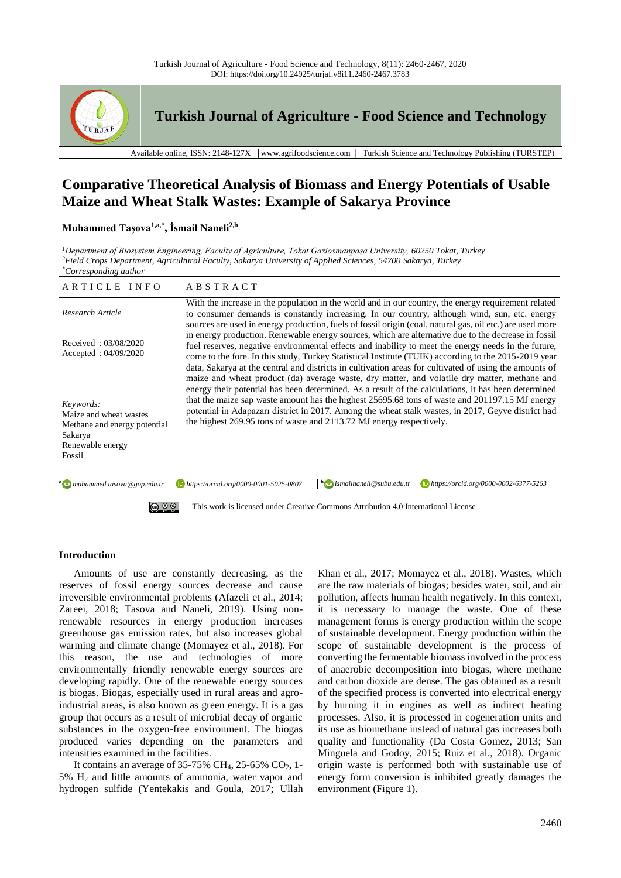# Comparative Theoretical Analysis of Biomass and Energy Potentials of Usable Maize and Wheat Stalk Wastes: Example of Sakarya Province

**Muhammed Taşova[1,a,*], İsmail Naneli[2,b]**

[1]*Department of Biosystem Engineering, Faculty of Agriculture, Tokat Gaziosmanpaşa University, 60250 Tokat, Turkey*
[2]*Field Crops Department, Agricultural Faculty, Sakarya University of Applied Sciences, 54700 Sakarya, Turkey*
[*]*Corresponding author*

| ARTICLE INFO | ABSTRACT |
|---|---|
| *Research Article*<br><br>Received : 03/08/2020<br>Accepted : 04/09/2020<br><br>*Keywords:*<br>Maize and wheat wastes<br>Methane and energy potential<br>Sakarya<br>Renewable energy<br>Fossil | With the increase in the population in the world and in our country, the energy requirement related to consumer demands is constantly increasing. In our country, although wind, sun, etc. energy sources are used in energy production, fuels of fossil origin (coal, natural gas, oil etc.) are used more in energy production. Renewable energy sources, which are alternative due to the decrease in fossil fuel reserves, negative environmental effects and inability to meet the energy needs in the future, come to the fore. In this study, Turkey Statistical Institute (TUIK) according to the 2015-2019 year data, Sakarya at the central and districts in cultivation areas for cultivated of using the amounts of maize and wheat product (da) average waste, dry matter, and volatile dry matter, methane and energy their potential has been determined. As a result of the calculations, it has been determined that the maize sap waste amount has the highest 25695.68 tons of waste and 201197.15 MJ energy potential in Adapazarı district in 2017. Among the wheat stalk wastes, in 2017, Geyve district had the highest 269.95 tons of waste and 2113.72 MJ energy respectively. |

[a] muhammed.tasova@gop.edu.tr https://orcid.org/0000-0001-5025-0807
[b] ismailnaneli@subu.edu.tr https://orcid.org/0000-0002-6377-5263

This work is licensed under Creative Commons Attribution 4.0 International License

## Introduction

Amounts of use are constantly decreasing, as the reserves of fossil energy sources decrease and cause irreversible environmental problems (Afazeli et al., 2014; Zareei, 2018; Tasova and Naneli, 2019). Using non-renewable resources in energy production increases greenhouse gas emission rates, but also increases global warming and climate change (Momayez et al., 2018). For this reason, the use and technologies of more environmentally friendly renewable energy sources are developing rapidly. One of the renewable energy sources is biogas. Biogas, especially used in rural areas and agro-industrial areas, is also known as green energy. It is a gas group that occurs as a result of microbial decay of organic substances in the oxygen-free environment. The biogas produced varies depending on the parameters and intensities examined in the facilities.

It contains an average of 35-75% $CH_4$, 25-65% $CO_2$, 1-5% $H_2$ and little amounts of ammonia, water vapor and hydrogen sulfide (Yentekakis and Goula, 2017; Ullah Khan et al., 2017; Momayez et al., 2018). Wastes, which are the raw materials of biogas; besides water, soil, and air pollution, affects human health negatively. In this context, it is necessary to manage the waste. One of these management forms is energy production within the scope of sustainable development. Energy production within the scope of sustainable development is the process of converting the fermentable biomass involved in the process of anaerobic decomposition into biogas, where methane and carbon dioxide are dense. The gas obtained as a result of the specified process is converted into electrical energy by burning it in engines as well as indirect heating processes. Also, it is processed in cogeneration units and its use as biomethane instead of natural gas increases both quality and functionality (Da Costa Gomez, 2013; San Minguela and Godoy, 2015; Ruiz et al., 2018). Organic origin waste is performed both with sustainable use of energy form conversion is inhibited greatly damages the environment (Figure 1).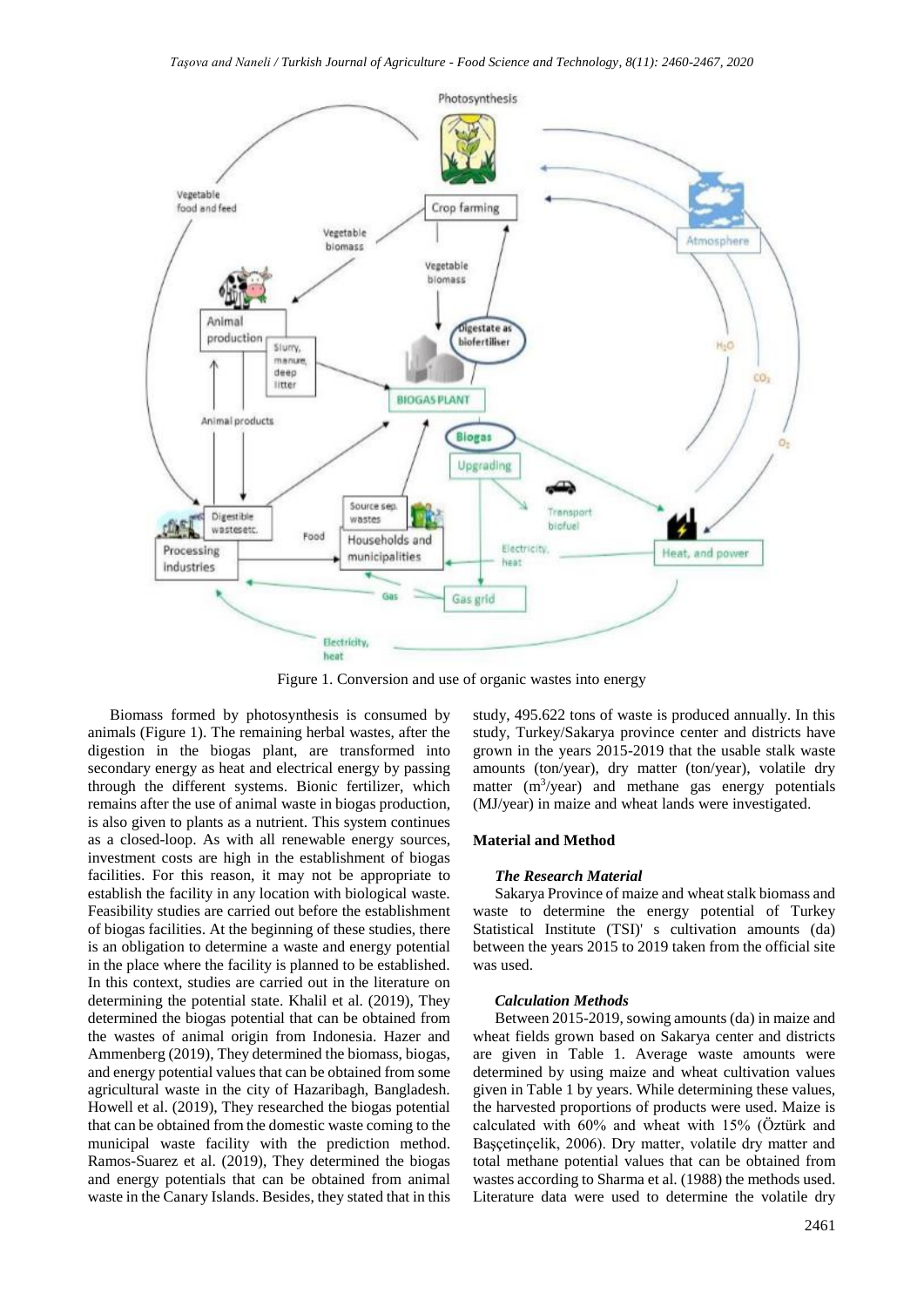Figure 1. Conversion and use of organic wastes into energy

Biomass formed by photosynthesis is consumed by animals (Figure 1). The remaining herbal wastes, after the digestion in the biogas plant, are transformed into secondary energy as heat and electrical energy by passing through the different systems. Bionic fertilizer, which remains after the use of animal waste in biogas production, is also given to plants as a nutrient. This system continues as a closed-loop. As with all renewable energy sources, investment costs are high in the establishment of biogas facilities. For this reason, it may not be appropriate to establish the facility in any location with biological waste. Feasibility studies are carried out before the establishment of biogas facilities. At the beginning of these studies, there is an obligation to determine a waste and energy potential in the place where the facility is planned to be established. In this context, studies are carried out in the literature on determining the potential state. Khalil et al. (2019), They determined the biogas potential that can be obtained from the wastes of animal origin from Indonesia. Hazer and Ammenberg (2019), They determined the biomass, biogas, and energy potential values that can be obtained from some agricultural waste in the city of Hazaribagh, Bangladesh. Howell et al. (2019), They researched the biogas potential that can be obtained from the domestic waste coming to the municipal waste facility with the prediction method. Ramos-Suarez et al. (2019), They determined the biogas and energy potentials that can be obtained from animal waste in the Canary Islands. Besides, they stated that in this study, 495.622 tons of waste is produced annually. In this study, Turkey/Sakarya province center and districts have grown in the years 2015-2019 that the usable stalk waste amounts (ton/year), dry matter (ton/year), volatile dry matter ($m^3$/year) and methane gas energy potentials (MJ/year) in maize and wheat lands were investigated.

## Material and Method

### *The Research Material*

Sakarya Province of maize and wheat stalk biomass and waste to determine the energy potential of Turkey Statistical Institute (TSI)' s cultivation amounts (da) between the years 2015 to 2019 taken from the official site was used.

### *Calculation Methods*

Between 2015-2019, sowing amounts (da) in maize and wheat fields grown based on Sakarya center and districts are given in Table 1. Average waste amounts were determined by using maize and wheat cultivation values given in Table 1 by years. While determining these values, the harvested proportions of products were used. Maize is calculated with 60% and wheat with 15% (Öztürk and Başçetinçelik, 2006). Dry matter, volatile dry matter and total methane potential values that can be obtained from wastes according to Sharma et al. (1988) the methods used. Literature data were used to determine the volatile dry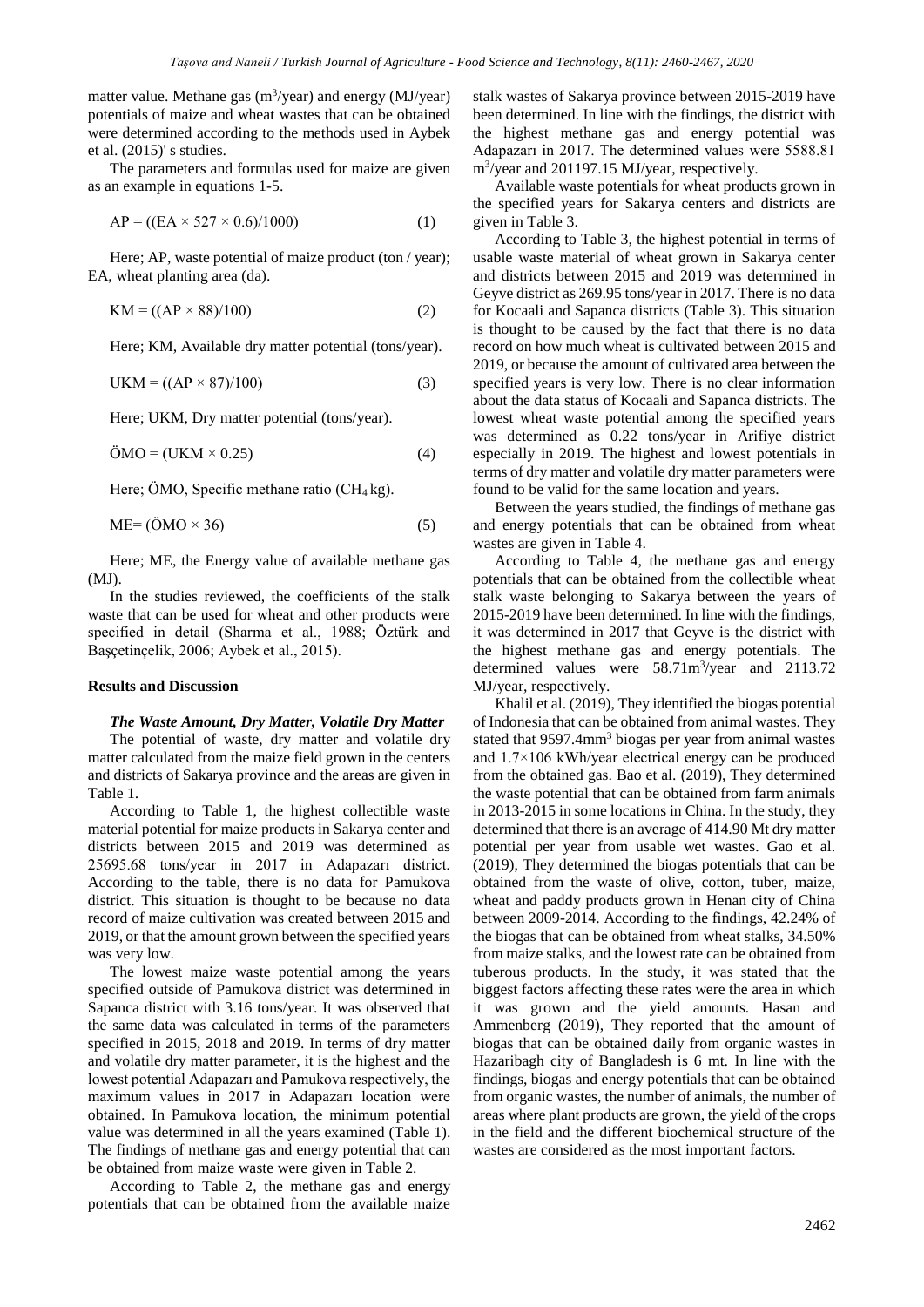matter value. Methane gas ($m^3$/year) and energy (MJ/year) potentials of maize and wheat wastes that can be obtained were determined according to the methods used in Aybek et al. (2015)' s studies.

The parameters and formulas used for maize are given as an example in equations 1-5.

$$AP = ((EA \times 527 \times 0.6)/1000) \quad (1)$$

Here; AP, waste potential of maize product (ton / year); EA, wheat planting area (da).

$$KM = ((AP \times 88)/100) \quad (2)$$

Here; KM, Available dry matter potential (tons/year).

$$UKM = ((AP \times 87)/100) \quad (3)$$

Here; UKM, Dry matter potential (tons/year).

$$ÖMO = (UKM \times 0.25) \quad (4)$$

Here; ÖMO, Specific methane ratio ($CH_4$ kg).

$$ME= (ÖMO \times 36) \quad (5)$$

Here; ME, the Energy value of available methane gas (MJ).

In the studies reviewed, the coefficients of the stalk waste that can be used for wheat and other products were specified in detail (Sharma et al., 1988; Öztürk and Başçetinçelik, 2006; Aybek et al., 2015).

## Results and Discussion

### *The Waste Amount, Dry Matter, Volatile Dry Matter*

The potential of waste, dry matter and volatile dry matter calculated from the maize field grown in the centers and districts of Sakarya province and the areas are given in Table 1.

According to Table 1, the highest collectible waste material potential for maize products in Sakarya center and districts between 2015 and 2019 was determined as 25695.68 tons/year in 2017 in Adapazarı district. According to the table, there is no data for Pamukova district. This situation is thought to be because no data record of maize cultivation was created between 2015 and 2019, or that the amount grown between the specified years was very low.

The lowest maize waste potential among the years specified outside of Pamukova district was determined in Sapanca district with 3.16 tons/year. It was observed that the same data was calculated in terms of the parameters specified in 2015, 2018 and 2019. In terms of dry matter and volatile dry matter parameter, it is the highest and the lowest potential Adapazarı and Pamukova respectively, the maximum values in 2017 in Adapazarı location were obtained. In Pamukova location, the minimum potential value was determined in all the years examined (Table 1). The findings of methane gas and energy potential that can be obtained from maize waste were given in Table 2.

According to Table 2, the methane gas and energy potentials that can be obtained from the available maize stalk wastes of Sakarya province between 2015-2019 have been determined. In line with the findings, the district with the highest methane gas and energy potential was Adapazarı in 2017. The determined values were 5588.81 $m^3$/year and 201197.15 MJ/year, respectively.

Available waste potentials for wheat products grown in the specified years for Sakarya centers and districts are given in Table 3.

According to Table 3, the highest potential in terms of usable waste material of wheat grown in Sakarya center and districts between 2015 and 2019 was determined in Geyve district as 269.95 tons/year in 2017. There is no data for Kocaali and Sapanca districts (Table 3). This situation is thought to be caused by the fact that there is no data record on how much wheat is cultivated between 2015 and 2019, or because the amount of cultivated area between the specified years is very low. There is no clear information about the data status of Kocaali and Sapanca districts. The lowest wheat waste potential among the specified years was determined as 0.22 tons/year in Arifiye district especially in 2019. The highest and lowest potentials in terms of dry matter and volatile dry matter parameters were found to be valid for the same location and years.

Between the years studied, the findings of methane gas and energy potentials that can be obtained from wheat wastes are given in Table 4.

According to Table 4, the methane gas and energy potentials that can be obtained from the collectible wheat stalk waste belonging to Sakarya between the years of 2015-2019 have been determined. In line with the findings, it was determined in 2017 that Geyve is the district with the highest methane gas and energy potentials. The determined values were 58.71$m^3$/year and 2113.72 MJ/year, respectively.

Khalil et al. (2019), They identified the biogas potential of Indonesia that can be obtained from animal wastes. They stated that 9597.4mm$^3$ biogas per year from animal wastes and $1.7\times106$ kWh/year electrical energy can be produced from the obtained gas. Bao et al. (2019), They determined the waste potential that can be obtained from farm animals in 2013-2015 in some locations in China. They determined that there is an average of 414.90 Mt dry matter potential per year from usable wet wastes. Gao et al. (2019), They determined the biogas potentials that can be obtained from the waste of olive, cotton, tuber, maize, wheat and paddy products grown in Henan city of China between 2009-2014. According to the findings, 42.24% of the biogas that can be obtained from wheat stalks, 34.50% from maize stalks, and the lowest rate can be obtained from tuberous products. In the study, it was stated that the biggest factors affecting these rates were the area in which it was grown and the yield amounts. Hasan and Ammenberg (2019), They reported that the amount of biogas that can be obtained daily from organic wastes in Hazaribagh city of Bangladesh is 6 mt. In line with the findings, biogas and energy potentials that can be obtained from organic wastes, the number of animals, the number of areas where plant products are grown, the yield of the crops in the field and the different biochemical structure of the wastes are considered as the most important factors.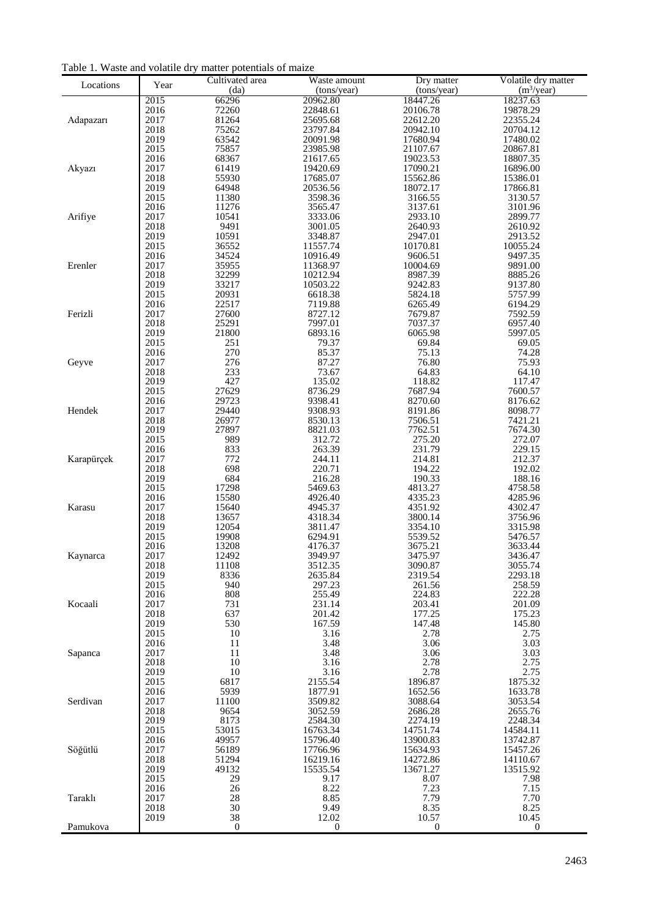Table 1. Waste and volatile dry matter potentials of maize

| Locations | Year | Cultivated area (da) | Waste amount (tons/year) | Dry matter (tons/year) | Volatile dry matter ($m^3$/year) |
|---|---|---|---|---|---|
| Adapazarı | 2015 | 66296 | 20962.80 | 18447.26 | 18237.63 |
| | 2016 | 72260 | 22848.61 | 20106.78 | 19878.29 |
| | 2017 | 81264 | 25695.68 | 22612.20 | 22355.24 |
| | 2018 | 75262 | 23797.84 | 20942.10 | 20704.12 |
| | 2019 | 63542 | 20091.98 | 17680.94 | 17480.02 |
| Akyazı | 2015 | 75857 | 23985.98 | 21107.67 | 20867.81 |
| | 2016 | 68367 | 21617.65 | 19023.53 | 18807.35 |
| | 2017 | 61419 | 19420.69 | 17090.21 | 16896.00 |
| | 2018 | 55930 | 17685.07 | 15562.86 | 15386.01 |
| | 2019 | 64948 | 20536.56 | 18072.17 | 17866.81 |
| Arifiye | 2015 | 11380 | 3598.36 | 3166.55 | 3130.57 |
| | 2016 | 11276 | 3565.47 | 3137.61 | 3101.96 |
| | 2017 | 10541 | 3333.06 | 2933.10 | 2899.77 |
| | 2018 | 9491 | 3001.05 | 2640.93 | 2610.92 |
| | 2019 | 10591 | 3348.87 | 2947.01 | 2913.52 |
| Erenler | 2015 | 36552 | 11557.74 | 10170.81 | 10055.24 |
| | 2016 | 34524 | 10916.49 | 9606.51 | 9497.35 |
| | 2017 | 35955 | 11368.97 | 10004.69 | 9891.00 |
| | 2018 | 32299 | 10212.94 | 8987.39 | 8885.26 |
| | 2019 | 33217 | 10503.22 | 9242.83 | 9137.80 |
| Ferizli | 2015 | 20931 | 6618.38 | 5824.18 | 5757.99 |
| | 2016 | 22517 | 7119.88 | 6265.49 | 6194.29 |
| | 2017 | 27600 | 8727.12 | 7679.87 | 7592.59 |
| | 2018 | 25291 | 7997.01 | 7037.37 | 6957.40 |
| | 2019 | 21800 | 6893.16 | 6065.98 | 5997.05 |
| Geyve | 2015 | 251 | 79.37 | 69.84 | 69.05 |
| | 2016 | 270 | 85.37 | 75.13 | 74.28 |
| | 2017 | 276 | 87.27 | 76.80 | 75.93 |
| | 2018 | 233 | 73.67 | 64.83 | 64.10 |
| | 2019 | 427 | 135.02 | 118.82 | 117.47 |
| Hendek | 2015 | 27629 | 8736.29 | 7687.94 | 7600.57 |
| | 2016 | 29723 | 9398.41 | 8270.60 | 8176.62 |
| | 2017 | 29440 | 9308.93 | 8191.86 | 8098.77 |
| | 2018 | 26977 | 8530.13 | 7506.51 | 7421.21 |
| | 2019 | 27897 | 8821.03 | 7762.51 | 7674.30 |
| Karapürçek | 2015 | 989 | 312.72 | 275.20 | 272.07 |
| | 2016 | 833 | 263.39 | 231.79 | 229.15 |
| | 2017 | 772 | 244.11 | 214.81 | 212.37 |
| | 2018 | 698 | 220.71 | 194.22 | 192.02 |
| | 2019 | 684 | 216.28 | 190.33 | 188.16 |
| Karasu | 2015 | 17298 | 5469.63 | 4813.27 | 4758.58 |
| | 2016 | 15580 | 4926.40 | 4335.23 | 4285.96 |
| | 2017 | 15640 | 4945.37 | 4351.92 | 4302.47 |
| | 2018 | 13657 | 4318.34 | 3800.14 | 3756.96 |
| | 2019 | 12054 | 3811.47 | 3354.10 | 3315.98 |
| Kaynarca | 2015 | 19908 | 6294.91 | 5539.52 | 5476.57 |
| | 2016 | 13208 | 4176.37 | 3675.21 | 3633.44 |
| | 2017 | 12492 | 3949.97 | 3475.97 | 3436.47 |
| | 2018 | 11108 | 3512.35 | 3090.87 | 3055.74 |
| | 2019 | 8336 | 2635.84 | 2319.54 | 2293.18 |
| Kocaali | 2015 | 940 | 297.23 | 261.56 | 258.59 |
| | 2016 | 808 | 255.49 | 224.83 | 222.28 |
| | 2017 | 731 | 231.14 | 203.41 | 201.09 |
| | 2018 | 637 | 201.42 | 177.25 | 175.23 |
| | 2019 | 530 | 167.59 | 147.48 | 145.80 |
| Sapanca | 2015 | 10 | 3.16 | 2.78 | 2.75 |
| | 2016 | 11 | 3.48 | 3.06 | 3.03 |
| | 2017 | 11 | 3.48 | 3.06 | 3.03 |
| | 2018 | 10 | 3.16 | 2.78 | 2.75 |
| | 2019 | 10 | 3.16 | 2.78 | 2.75 |
| Serdivan | 2015 | 6817 | 2155.54 | 1896.87 | 1875.32 |
| | 2016 | 5939 | 1877.91 | 1652.56 | 1633.78 |
| | 2017 | 11100 | 3509.82 | 3088.64 | 3053.54 |
| | 2018 | 9654 | 3052.59 | 2686.28 | 2655.76 |
| | 2019 | 8173 | 2584.30 | 2274.19 | 2248.34 |
| Söğütlü | 2015 | 53015 | 16763.34 | 14751.74 | 14584.11 |
| | 2016 | 49957 | 15796.40 | 13900.83 | 13742.87 |
| | 2017 | 56189 | 17766.96 | 15634.93 | 15457.26 |
| | 2018 | 51294 | 16219.16 | 14272.86 | 14110.67 |
| | 2019 | 49132 | 15535.54 | 13671.27 | 13515.92 |
| Taraklı | 2015 | 29 | 9.17 | 8.07 | 7.98 |
| | 2016 | 26 | 8.22 | 7.23 | 7.15 |
| | 2017 | 28 | 8.85 | 7.79 | 7.70 |
| | 2018 | 30 | 9.49 | 8.35 | 8.25 |
| | 2019 | 38 | 12.02 | 10.57 | 10.45 |
| Pamukova | | 0 | 0 | 0 | 0 |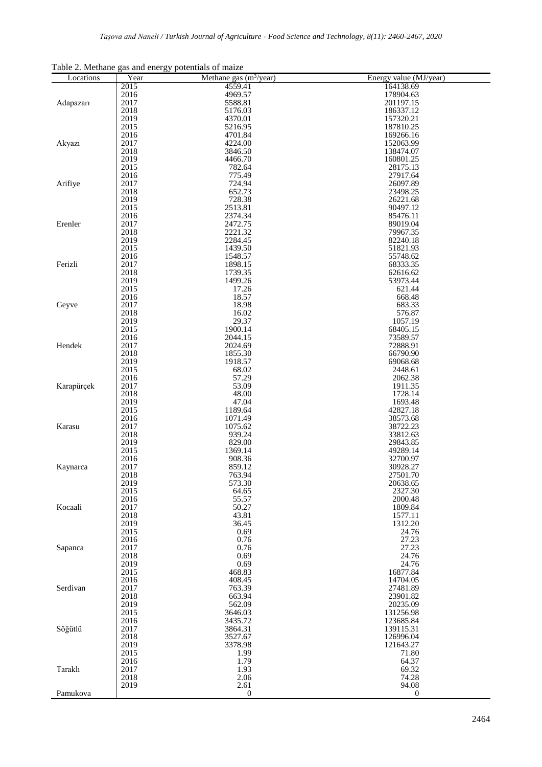Table 2. Methane gas and energy potentials of maize

| Locations | Year | Methane gas ($m^3$/year) | Energy value (MJ/year) |
|---|---|---|---|
| Adapazarı | 2015 | 4559.41 | 164138.69 |
| | 2016 | 4969.57 | 178904.63 |
| | 2017 | 5588.81 | 201197.15 |
| | 2018 | 5176.03 | 186337.12 |
| | 2019 | 4370.01 | 157320.21 |
| Akyazı | 2015 | 5216.95 | 187810.25 |
| | 2016 | 4701.84 | 169266.16 |
| | 2017 | 4224.00 | 152063.99 |
| | 2018 | 3846.50 | 138474.07 |
| | 2019 | 4466.70 | 160801.25 |
| Arifiye | 2015 | 782.64 | 28175.13 |
| | 2016 | 775.49 | 27917.64 |
| | 2017 | 724.94 | 26097.89 |
| | 2018 | 652.73 | 23498.25 |
| | 2019 | 728.38 | 26221.68 |
| Erenler | 2015 | 2513.81 | 90497.12 |
| | 2016 | 2374.34 | 85476.11 |
| | 2017 | 2472.75 | 89019.04 |
| | 2018 | 2221.32 | 79967.35 |
| | 2019 | 2284.45 | 82240.18 |
| Ferizli | 2015 | 1439.50 | 51821.93 |
| | 2016 | 1548.57 | 55748.62 |
| | 2017 | 1898.15 | 68333.35 |
| | 2018 | 1739.35 | 62616.62 |
| | 2019 | 1499.26 | 53973.44 |
| Geyve | 2015 | 17.26 | 621.44 |
| | 2016 | 18.57 | 668.48 |
| | 2017 | 18.98 | 683.33 |
| | 2018 | 16.02 | 576.87 |
| | 2019 | 29.37 | 1057.19 |
| Hendek | 2015 | 1900.14 | 68405.15 |
| | 2016 | 2044.15 | 73589.57 |
| | 2017 | 2024.69 | 72888.91 |
| | 2018 | 1855.30 | 66790.90 |
| | 2019 | 1918.57 | 69068.68 |
| Karapürçek | 2015 | 68.02 | 2448.61 |
| | 2016 | 57.29 | 2062.38 |
| | 2017 | 53.09 | 1911.35 |
| | 2018 | 48.00 | 1728.14 |
| | 2019 | 47.04 | 1693.48 |
| Karasu | 2015 | 1189.64 | 42827.18 |
| | 2016 | 1071.49 | 38573.68 |
| | 2017 | 1075.62 | 38722.23 |
| | 2018 | 939.24 | 33812.63 |
| | 2019 | 829.00 | 29843.85 |
| Kaynarca | 2015 | 1369.14 | 49289.14 |
| | 2016 | 908.36 | 32700.97 |
| | 2017 | 859.12 | 30928.27 |
| | 2018 | 763.94 | 27501.70 |
| | 2019 | 573.30 | 20638.65 |
| Kocaali | 2015 | 64.65 | 2327.30 |
| | 2016 | 55.57 | 2000.48 |
| | 2017 | 50.27 | 1809.84 |
| | 2018 | 43.81 | 1577.11 |
| | 2019 | 36.45 | 1312.20 |
| Sapanca | 2015 | 0.69 | 24.76 |
| | 2016 | 0.76 | 27.23 |
| | 2017 | 0.76 | 27.23 |
| | 2018 | 0.69 | 24.76 |
| | 2019 | 0.69 | 24.76 |
| Serdivan | 2015 | 468.83 | 16877.84 |
| | 2016 | 408.45 | 14704.05 |
| | 2017 | 763.39 | 27481.89 |
| | 2018 | 663.94 | 23901.82 |
| | 2019 | 562.09 | 20235.09 |
| Söğütlü | 2015 | 3646.03 | 131256.98 |
| | 2016 | 3435.72 | 123685.84 |
| | 2017 | 3864.31 | 139115.31 |
| | 2018 | 3527.67 | 126996.04 |
| | 2019 | 3378.98 | 121643.27 |
| Taraklı | 2015 | 1.99 | 71.80 |
| | 2016 | 1.79 | 64.37 |
| | 2017 | 1.93 | 69.32 |
| | 2018 | 2.06 | 74.28 |
| | 2019 | 2.61 | 94.08 |
| Pamukova | | 0 | 0 |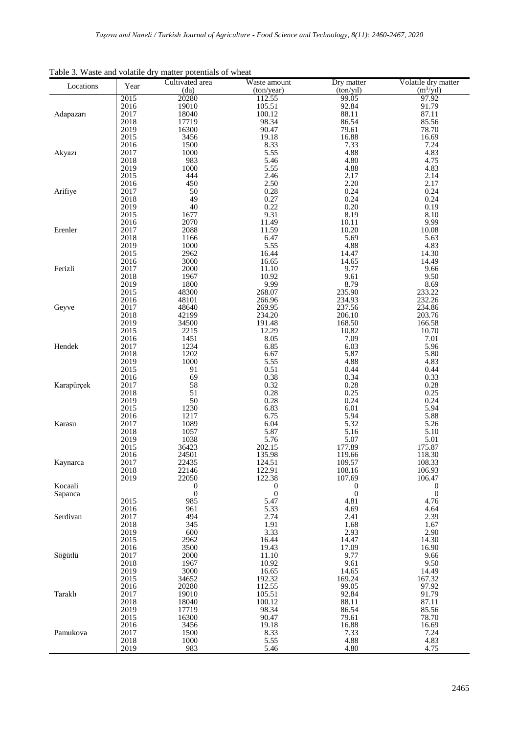Table 3. Waste and volatile dry matter potentials of wheat

| Locations | Year | Cultivated area (da) | Waste amount (ton/year) | Dry matter (ton/yıl) | Volatile dry matter ($m^3$/yıl) |
|---|---|---|---|---|---|
| Adapazarı | 2015 | 20280 | 112.55 | 99.05 | 97.92 |
| | 2016 | 19010 | 105.51 | 92.84 | 91.79 |
| | 2017 | 18040 | 100.12 | 88.11 | 87.11 |
| | 2018 | 17719 | 98.34 | 86.54 | 85.56 |
| | 2019 | 16300 | 90.47 | 79.61 | 78.70 |
| Akyazı | 2015 | 3456 | 19.18 | 16.88 | 16.69 |
| | 2016 | 1500 | 8.33 | 7.33 | 7.24 |
| | 2017 | 1000 | 5.55 | 4.88 | 4.83 |
| | 2018 | 983 | 5.46 | 4.80 | 4.75 |
| | 2019 | 1000 | 5.55 | 4.88 | 4.83 |
| Arifiye | 2015 | 444 | 2.46 | 2.17 | 2.14 |
| | 2016 | 450 | 2.50 | 2.20 | 2.17 |
| | 2017 | 50 | 0.28 | 0.24 | 0.24 |
| | 2018 | 49 | 0.27 | 0.24 | 0.24 |
| | 2019 | 40 | 0.22 | 0.20 | 0.19 |
| Erenler | 2015 | 1677 | 9.31 | 8.19 | 8.10 |
| | 2016 | 2070 | 11.49 | 10.11 | 9.99 |
| | 2017 | 2088 | 11.59 | 10.20 | 10.08 |
| | 2018 | 1166 | 6.47 | 5.69 | 5.63 |
| | 2019 | 1000 | 5.55 | 4.88 | 4.83 |
| Ferizli | 2015 | 2962 | 16.44 | 14.47 | 14.30 |
| | 2016 | 3000 | 16.65 | 14.65 | 14.49 |
| | 2017 | 2000 | 11.10 | 9.77 | 9.66 |
| | 2018 | 1967 | 10.92 | 9.61 | 9.50 |
| | 2019 | 1800 | 9.99 | 8.79 | 8.69 |
| Geyve | 2015 | 48300 | 268.07 | 235.90 | 233.22 |
| | 2016 | 48101 | 266.96 | 234.93 | 232.26 |
| | 2017 | 48640 | 269.95 | 237.56 | 234.86 |
| | 2018 | 42199 | 234.20 | 206.10 | 203.76 |
| | 2019 | 34500 | 191.48 | 168.50 | 166.58 |
| Hendek | 2015 | 2215 | 12.29 | 10.82 | 10.70 |
| | 2016 | 1451 | 8.05 | 7.09 | 7.01 |
| | 2017 | 1234 | 6.85 | 6.03 | 5.96 |
| | 2018 | 1202 | 6.67 | 5.87 | 5.80 |
| | 2019 | 1000 | 5.55 | 4.88 | 4.83 |
| Karapürçek | 2015 | 91 | 0.51 | 0.44 | 0.44 |
| | 2016 | 69 | 0.38 | 0.34 | 0.33 |
| | 2017 | 58 | 0.32 | 0.28 | 0.28 |
| | 2018 | 51 | 0.28 | 0.25 | 0.25 |
| | 2019 | 50 | 0.28 | 0.24 | 0.24 |
| Karasu | 2015 | 1230 | 6.83 | 6.01 | 5.94 |
| | 2016 | 1217 | 6.75 | 5.94 | 5.88 |
| | 2017 | 1089 | 6.04 | 5.32 | 5.26 |
| | 2018 | 1057 | 5.87 | 5.16 | 5.10 |
| | 2019 | 1038 | 5.76 | 5.07 | 5.01 |
| Kaynarca | 2015 | 36423 | 202.15 | 177.89 | 175.87 |
| | 2016 | 24501 | 135.98 | 119.66 | 118.30 |
| | 2017 | 22435 | 124.51 | 109.57 | 108.33 |
| | 2018 | 22146 | 122.91 | 108.16 | 106.93 |
| | 2019 | 22050 | 122.38 | 107.69 | 106.47 |
| Kocaali | | 0 | 0 | 0 | 0 |
| Sapanca | | 0 | 0 | 0 | 0 |
| Serdivan | 2015 | 985 | 5.47 | 4.81 | 4.76 |
| | 2016 | 961 | 5.33 | 4.69 | 4.64 |
| | 2017 | 494 | 2.74 | 2.41 | 2.39 |
| | 2018 | 345 | 1.91 | 1.68 | 1.67 |
| | 2019 | 600 | 3.33 | 2.93 | 2.90 |
| Söğütlü | 2015 | 2962 | 16.44 | 14.47 | 14.30 |
| | 2016 | 3500 | 19.43 | 17.09 | 16.90 |
| | 2017 | 2000 | 11.10 | 9.77 | 9.66 |
| | 2018 | 1967 | 10.92 | 9.61 | 9.50 |
| | 2019 | 3000 | 16.65 | 14.65 | 14.49 |
| Taraklı | 2015 | 34652 | 192.32 | 169.24 | 167.32 |
| | 2016 | 20280 | 112.55 | 99.05 | 97.92 |
| | 2017 | 19010 | 105.51 | 92.84 | 91.79 |
| | 2018 | 18040 | 100.12 | 88.11 | 87.11 |
| | 2019 | 17719 | 98.34 | 86.54 | 85.56 |
| Pamukova | 2015 | 16300 | 90.47 | 79.61 | 78.70 |
| | 2016 | 3456 | 19.18 | 16.88 | 16.69 |
| | 2017 | 1500 | 8.33 | 7.33 | 7.24 |
| | 2018 | 1000 | 5.55 | 4.88 | 4.83 |
| | 2019 | 983 | 5.46 | 4.80 | 4.75 |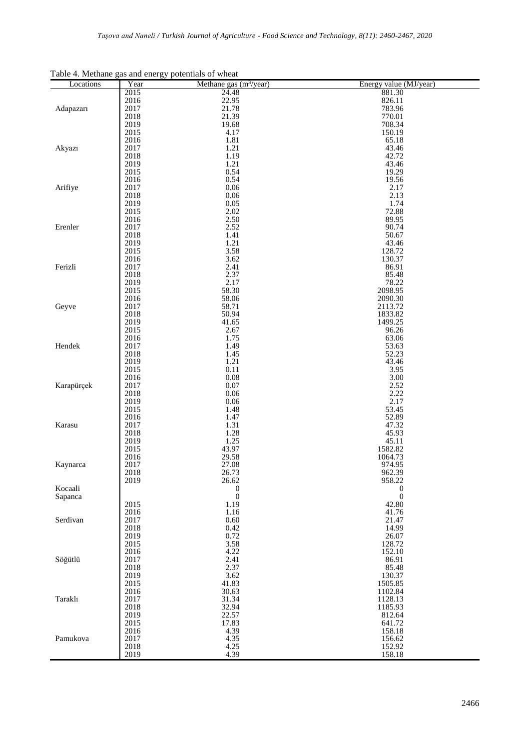Table 4. Methane gas and energy potentials of wheat

| Locations | Year | Methane gas ($m^3$/year) | Energy value (MJ/year) |
|---|---|---|---|
| Adapazarı | 2015 | 24.48 | 881.30 |
| | 2016 | 22.95 | 826.11 |
| | 2017 | 21.78 | 783.96 |
| | 2018 | 21.39 | 770.01 |
| | 2019 | 19.68 | 708.34 |
| Akyazı | 2015 | 4.17 | 150.19 |
| | 2016 | 1.81 | 65.18 |
| | 2017 | 1.21 | 43.46 |
| | 2018 | 1.19 | 42.72 |
| | 2019 | 1.21 | 43.46 |
| Arifiye | 2015 | 0.54 | 19.29 |
| | 2016 | 0.54 | 19.56 |
| | 2017 | 0.06 | 2.17 |
| | 2018 | 0.06 | 2.13 |
| | 2019 | 0.05 | 1.74 |
| Erenler | 2015 | 2.02 | 72.88 |
| | 2016 | 2.50 | 89.95 |
| | 2017 | 2.52 | 90.74 |
| | 2018 | 1.41 | 50.67 |
| | 2019 | 1.21 | 43.46 |
| Ferizli | 2015 | 3.58 | 128.72 |
| | 2016 | 3.62 | 130.37 |
| | 2017 | 2.41 | 86.91 |
| | 2018 | 2.37 | 85.48 |
| | 2019 | 2.17 | 78.22 |
| Geyve | 2015 | 58.30 | 2098.95 |
| | 2016 | 58.06 | 2090.30 |
| | 2017 | 58.71 | 2113.72 |
| | 2018 | 50.94 | 1833.82 |
| | 2019 | 41.65 | 1499.25 |
| Hendek | 2015 | 2.67 | 96.26 |
| | 2016 | 1.75 | 63.06 |
| | 2017 | 1.49 | 53.63 |
| | 2018 | 1.45 | 52.23 |
| | 2019 | 1.21 | 43.46 |
| Karapürçek | 2015 | 0.11 | 3.95 |
| | 2016 | 0.08 | 3.00 |
| | 2017 | 0.07 | 2.52 |
| | 2018 | 0.06 | 2.22 |
| | 2019 | 0.06 | 2.17 |
| Karasu | 2015 | 1.48 | 53.45 |
| | 2016 | 1.47 | 52.89 |
| | 2017 | 1.31 | 47.32 |
| | 2018 | 1.28 | 45.93 |
| | 2019 | 1.25 | 45.11 |
| Kaynarca | 2015 | 43.97 | 1582.82 |
| | 2016 | 29.58 | 1064.73 |
| | 2017 | 27.08 | 974.95 |
| | 2018 | 26.73 | 962.39 |
| | 2019 | 26.62 | 958.22 |
| Kocaali | | 0 | 0 |
| Sapanca | | 0 | 0 |
| Serdivan | 2015 | 1.19 | 42.80 |
| | 2016 | 1.16 | 41.76 |
| | 2017 | 0.60 | 21.47 |
| | 2018 | 0.42 | 14.99 |
| | 2019 | 0.72 | 26.07 |
| Söğütlü | 2015 | 3.58 | 128.72 |
| | 2016 | 4.22 | 152.10 |
| | 2017 | 2.41 | 86.91 |
| | 2018 | 2.37 | 85.48 |
| | 2019 | 3.62 | 130.37 |
| Taraklı | 2015 | 41.83 | 1505.85 |
| | 2016 | 30.63 | 1102.84 |
| | 2017 | 31.34 | 1128.13 |
| | 2018 | 32.94 | 1185.93 |
| | 2019 | 22.57 | 812.64 |
| Pamukova | 2015 | 17.83 | 641.72 |
| | 2016 | 4.39 | 158.18 |
| | 2017 | 4.35 | 156.62 |
| | 2018 | 4.25 | 152.92 |
| | 2019 | 4.39 | 158.18 |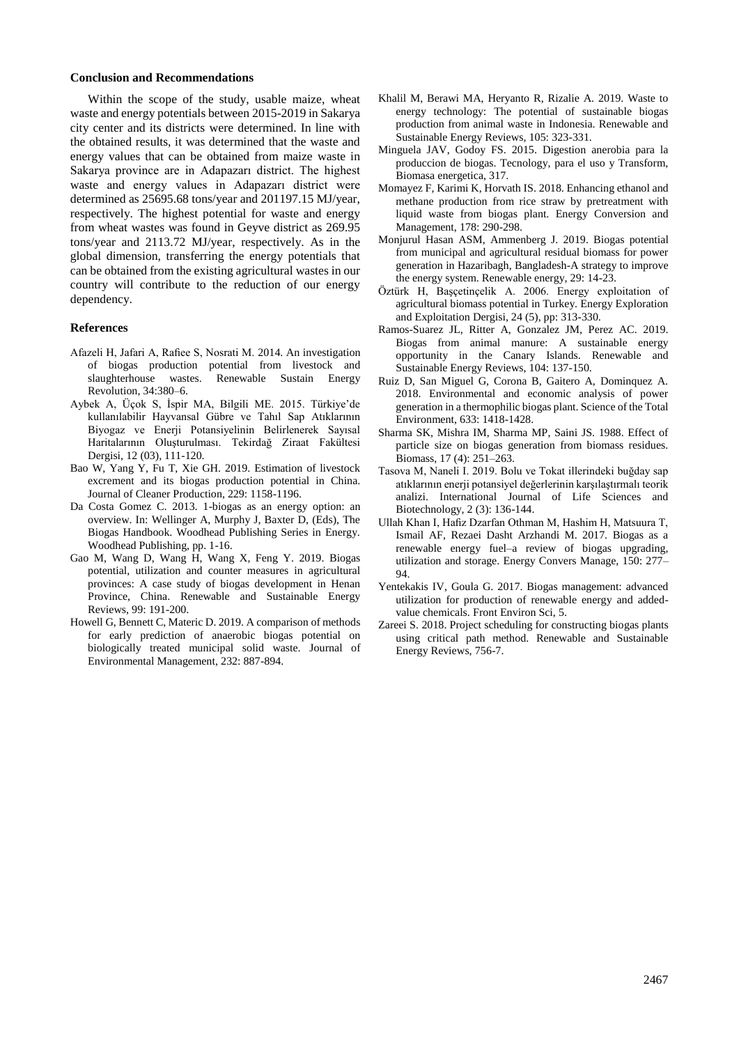## Conclusion and Recommendations

Within the scope of the study, usable maize, wheat waste and energy potentials between 2015-2019 in Sakarya city center and its districts were determined. In line with the obtained results, it was determined that the waste and energy values that can be obtained from maize waste in Sakarya province are in Adapazarı district. The highest waste and energy values in Adapazarı district were determined as 25695.68 tons/year and 201197.15 MJ/year, respectively. The highest potential for waste and energy from wheat wastes was found in Geyve district as 269.95 tons/year and 2113.72 MJ/year, respectively. As in the global dimension, transferring the energy potentials that can be obtained from the existing agricultural wastes in our country will contribute to the reduction of our energy dependency.

## References

Afazeli H, Jafari A, Rafiee S, Nosrati M. 2014. An investigation of biogas production potential from livestock and slaughterhouse wastes. Renewable Sustain Energy Revolution, 34:380–6.

Aybek A, Üçok S, İspir MA, Bilgili ME. 2015. Türkiye'de kullanılabilir Hayvansal Gübre ve Tahıl Sap Atıklarının Biyogaz ve Enerji Potansiyelinin Belirlenerek Sayısal Haritalarının Oluşturulması. Tekirdağ Ziraat Fakültesi Dergisi, 12 (03), 111-120.

Bao W, Yang Y, Fu T, Xie GH. 2019. Estimation of livestock excrement and its biogas production potential in China. Journal of Cleaner Production, 229: 1158-1196.

Da Costa Gomez C. 2013. 1-biogas as an energy option: an overview. In: Wellinger A, Murphy J, Baxter D, (Eds), The Biogas Handbook. Woodhead Publishing Series in Energy. Woodhead Publishing, pp. 1-16.

Gao M, Wang D, Wang H, Wang X, Feng Y. 2019. Biogas potential, utilization and counter measures in agricultural provinces: A case study of biogas development in Henan Province, China. Renewable and Sustainable Energy Reviews, 99: 191-200.

Howell G, Bennett C, Materic D. 2019. A comparison of methods for early prediction of anaerobic biogas potential on biologically treated municipal solid waste. Journal of Environmental Management, 232: 887-894.

Khalil M, Berawi MA, Heryanto R, Rizalie A. 2019. Waste to energy technology: The potential of sustainable biogas production from animal waste in Indonesia. Renewable and Sustainable Energy Reviews, 105: 323-331.

Minguela JAV, Godoy FS. 2015. Digestion anerobia para la produccion de biogas. Tecnology, para el uso y Transform, Biomasa energetica, 317.

Momayez F, Karimi K, Horvath IS. 2018. Enhancing ethanol and methane production from rice straw by pretreatment with liquid waste from biogas plant. Energy Conversion and Management, 178: 290-298.

Monjurul Hasan ASM, Ammenberg J. 2019. Biogas potential from municipal and agricultural residual biomass for power generation in Hazaribagh, Bangladesh-A strategy to improve the energy system. Renewable energy, 29: 14-23.

Öztürk H, Başçetinçelik A. 2006. Energy exploitation of agricultural biomass potential in Turkey. Energy Exploration and Exploitation Dergisi, 24 (5), pp: 313-330.

Ramos-Suarez JL, Ritter A, Gonzalez JM, Perez AC. 2019. Biogas from animal manure: A sustainable energy opportunity in the Canary Islands. Renewable and Sustainable Energy Reviews, 104: 137-150.

Ruiz D, San Miguel G, Corona B, Gaitero A, Dominquez A. 2018. Environmental and economic analysis of power generation in a thermophilic biogas plant. Science of the Total Environment, 633: 1418-1428.

Sharma SK, Mishra IM, Sharma MP, Saini JS. 1988. Effect of particle size on biogas generation from biomass residues. Biomass, 17 (4): 251–263.

Tasova M, Naneli I. 2019. Bolu ve Tokat illerindeki buğday sap atıklarının enerji potansiyel değerlerinin karşılaştırmalı teorik analizi. International Journal of Life Sciences and Biotechnology, 2 (3): 136-144.

Ullah Khan I, Hafiz Dzarfan Othman M, Hashim H, Matsuura T, Ismail AF, Rezaei Dasht Arzhandi M. 2017. Biogas as a renewable energy fuel–a review of biogas upgrading, utilization and storage. Energy Convers Manage, 150: 277–94.

Yentekakis IV, Goula G. 2017. Biogas management: advanced utilization for production of renewable energy and added-value chemicals. Front Environ Sci, 5.

Zareei S. 2018. Project scheduling for constructing biogas plants using critical path method. Renewable and Sustainable Energy Reviews, 756-7.